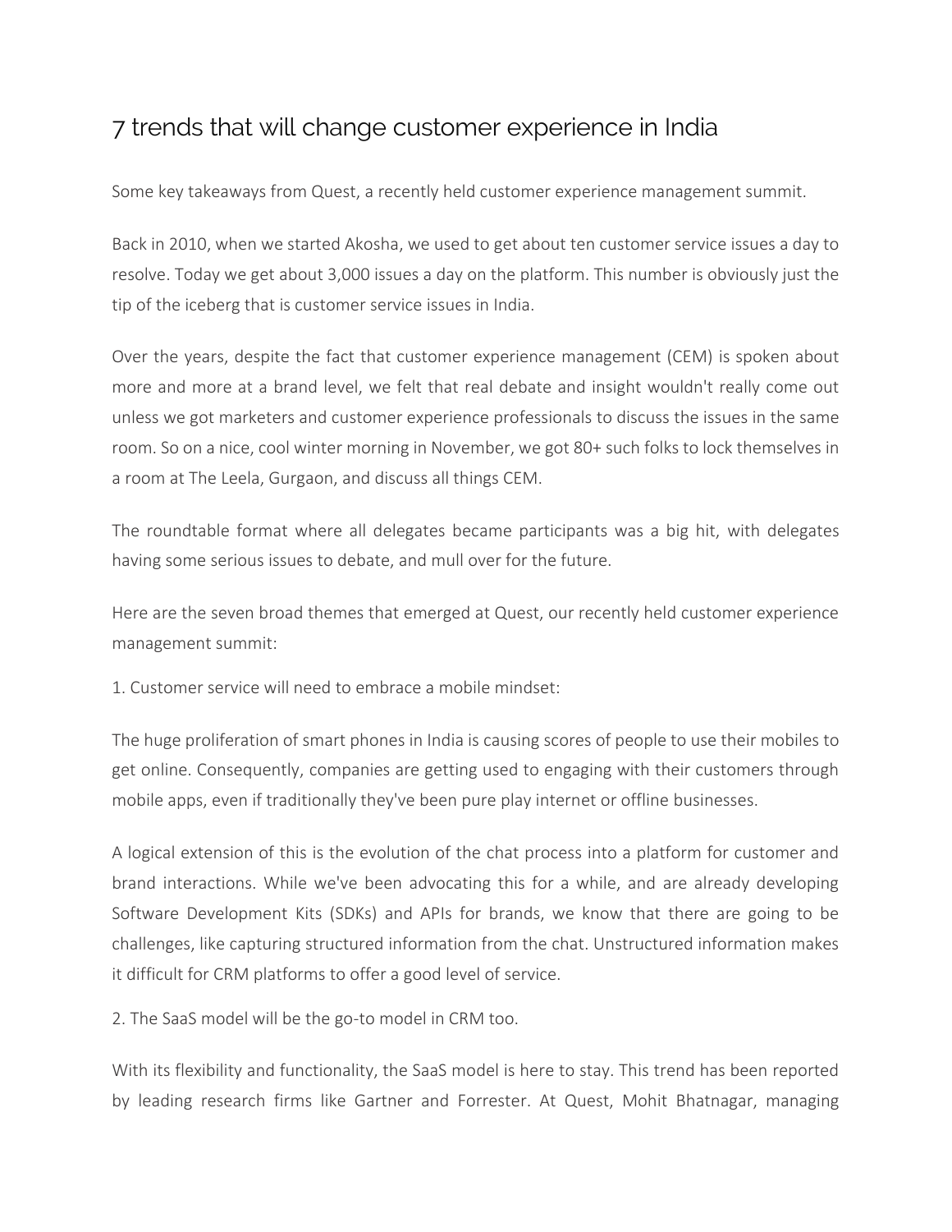# 7 trends that will change customer experience in India

Some key takeaways from Quest, a recently held customer experience management summit.

Back in 2010, when we started Akosha, we used to get about ten customer service issues a day to resolve. Today we get about 3,000 issues a day on the platform. This number is obviously just the tip of the iceberg that is customer service issues in India.

Over the years, despite the fact that customer experience management (CEM) is spoken about more and more at a brand level, we felt that real debate and insight wouldn't really come out unless we got marketers and customer experience professionals to discuss the issues in the same room. So on a nice, cool winter morning in November, we got 80+ such folks to lock themselves in a room at The Leela, Gurgaon, and discuss all things CEM.

The roundtable format where all delegates became participants was a big hit, with delegates having some serious issues to debate, and mull over for the future.

Here are the seven broad themes that emerged at Quest, our recently held customer experience management summit:

1. Customer service will need to embrace a mobile mindset:

The huge proliferation of smart phones in India is causing scores of people to use their mobiles to get online. Consequently, companies are getting used to engaging with their customers through mobile apps, even if traditionally they've been pure play internet or offline businesses.

A logical extension of this is the evolution of the chat process into a platform for customer and brand interactions. While we've been advocating this for a while, and are already developing Software Development Kits (SDKs) and APIs for brands, we know that there are going to be challenges, like capturing structured information from the chat. Unstructured information makes it difficult for CRM platforms to offer a good level of service.

2. The SaaS model will be the go-to model in CRM too.

With its flexibility and functionality, the SaaS model is here to stay. This trend has been reported by leading research firms like Gartner and Forrester. At Quest, Mohit Bhatnagar, managing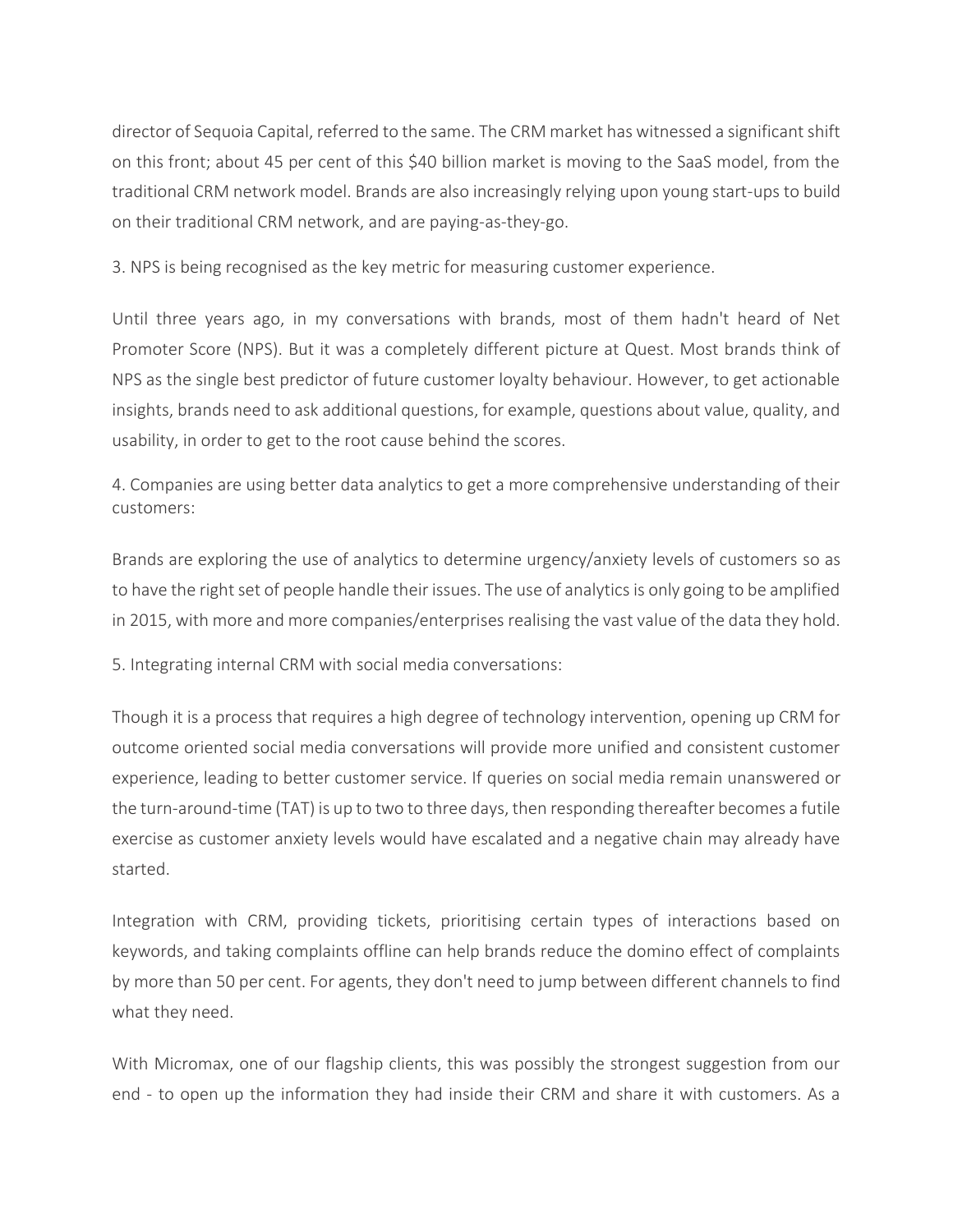director of Sequoia Capital, referred to the same. The CRM market has witnessed a significant shift on this front; about 45 per cent of this $40 billion market is moving to the SaaS model, from the traditional CRM network model. Brands are also increasingly relying upon young start-ups to build on their traditional CRM network, and are paying-as-they-go.

3. NPS is being recognised as the key metric for measuring customer experience.

Until three years ago, in my conversations with brands, most of them hadn't heard of Net Promoter Score (NPS). But it was a completely different picture at Quest. Most brands think of NPS as the single best predictor of future customer loyalty behaviour. However, to get actionable insights, brands need to ask additional questions, for example, questions about value, quality, and usability, in order to get to the root cause behind the scores.

4. Companies are using better data analytics to get a more comprehensive understanding of their customers:

Brands are exploring the use of analytics to determine urgency/anxiety levels of customers so as to have the right set of people handle their issues. The use of analytics is only going to be amplified in 2015, with more and more companies/enterprises realising the vast value of the data they hold.

5. Integrating internal CRM with social media conversations:

Though it is a process that requires a high degree of technology intervention, opening up CRM for outcome oriented social media conversations will provide more unified and consistent customer experience, leading to better customer service. If queries on social media remain unanswered or the turn-around-time (TAT) is up to two to three days, then responding thereafter becomes a futile exercise as customer anxiety levels would have escalated and a negative chain may already have started.

Integration with CRM, providing tickets, prioritising certain types of interactions based on keywords, and taking complaints offline can help brands reduce the domino effect of complaints by more than 50 per cent. For agents, they don't need to jump between different channels to find what they need.

With Micromax, one of our flagship clients, this was possibly the strongest suggestion from our end - to open up the information they had inside their CRM and share it with customers. As a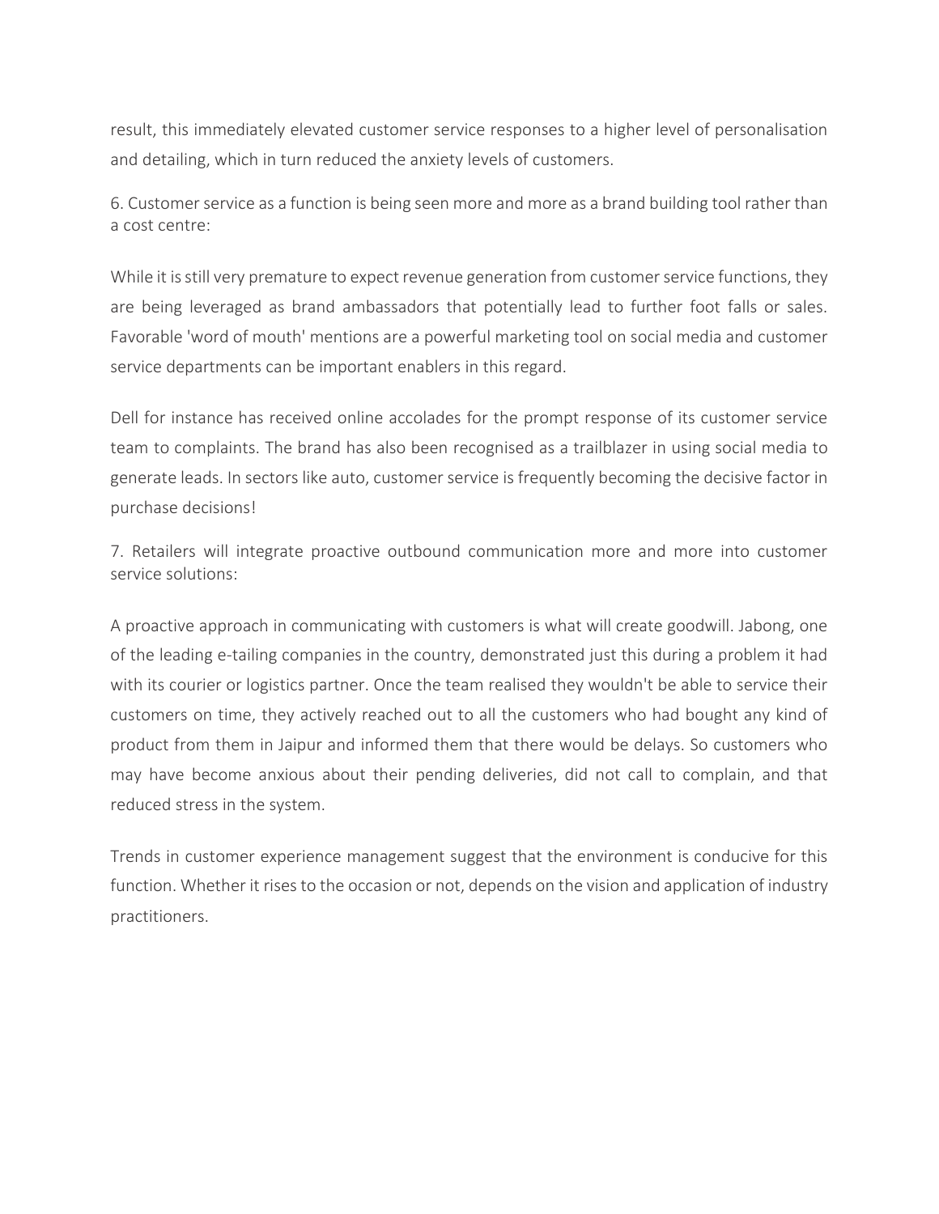result, this immediately elevated customer service responses to a higher level of personalisation and detailing, which in turn reduced the anxiety levels of customers.

6. Customer service as a function is being seen more and more as a brand building tool rather than a cost centre:

While it is still very premature to expect revenue generation from customer service functions, they are being leveraged as brand ambassadors that potentially lead to further foot falls or sales. Favorable 'word of mouth' mentions are a powerful marketing tool on social media and customer service departments can be important enablers in this regard.

Dell for instance has received online accolades for the prompt response of its customer service team to complaints. The brand has also been recognised as a trailblazer in using social media to generate leads. In sectors like auto, customer service is frequently becoming the decisive factor in purchase decisions!

7. Retailers will integrate proactive outbound communication more and more into customer service solutions:

A proactive approach in communicating with customers is what will create goodwill. Jabong, one of the leading e-tailing companies in the country, demonstrated just this during a problem it had with its courier or logistics partner. Once the team realised they wouldn't be able to service their customers on time, they actively reached out to all the customers who had bought any kind of product from them in Jaipur and informed them that there would be delays. So customers who may have become anxious about their pending deliveries, did not call to complain, and that reduced stress in the system.

Trends in customer experience management suggest that the environment is conducive for this function. Whether it rises to the occasion or not, depends on the vision and application of industry practitioners.